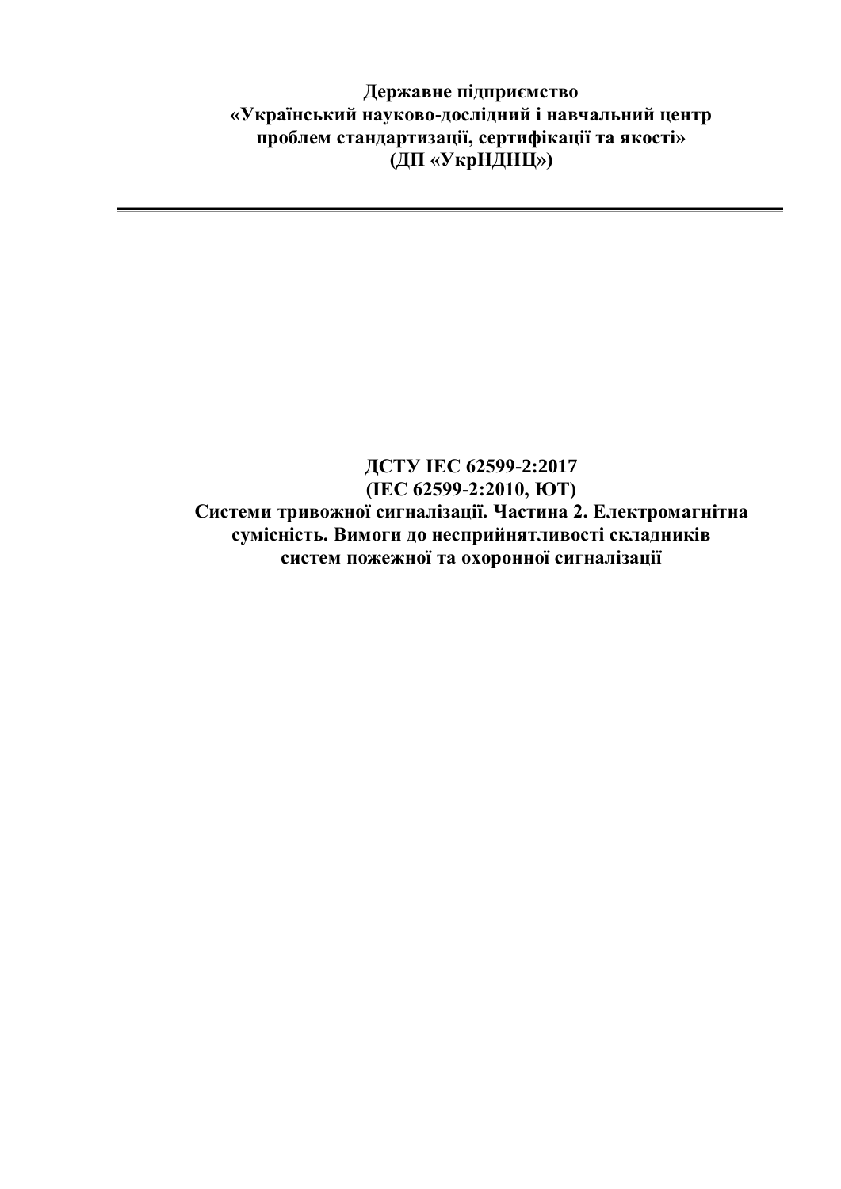**Державне підприємство**
**«Український науково-дослідний і навчальний центр проблем стандартизації, сертифікації та якості»**
**(ДП «УкрНДНЦ»)**

---

# ДСТУ IEC 62599-2:2017
# (IEC 62599-2:2010, IDT)
# Системи тривожної сигналізації. Частина 2. Електромагнітна сумісність. Вимоги до несприйнятливості складників систем пожежної та охоронної сигналізації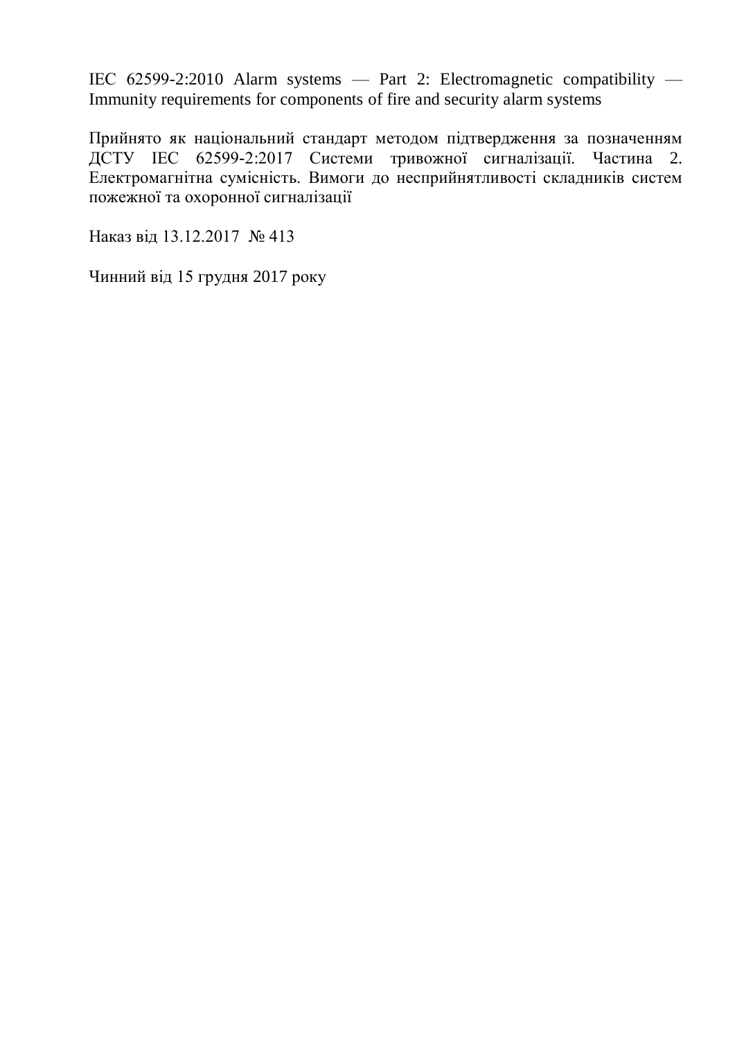IEC 62599-2:2010 Alarm systems — Part 2: Electromagnetic compatibility — Immunity requirements for components of fire and security alarm systems

Прийнято як національний стандарт методом підтвердження за позначенням ДСТУ IEC 62599-2:2017 Системи тривожної сигналізації. Частина 2. Електромагнітна сумісність. Вимоги до несприйнятливості складників систем пожежної та охоронної сигналізації

Наказ від 13.12.2017 № 413

Чинний від 15 грудня 2017 року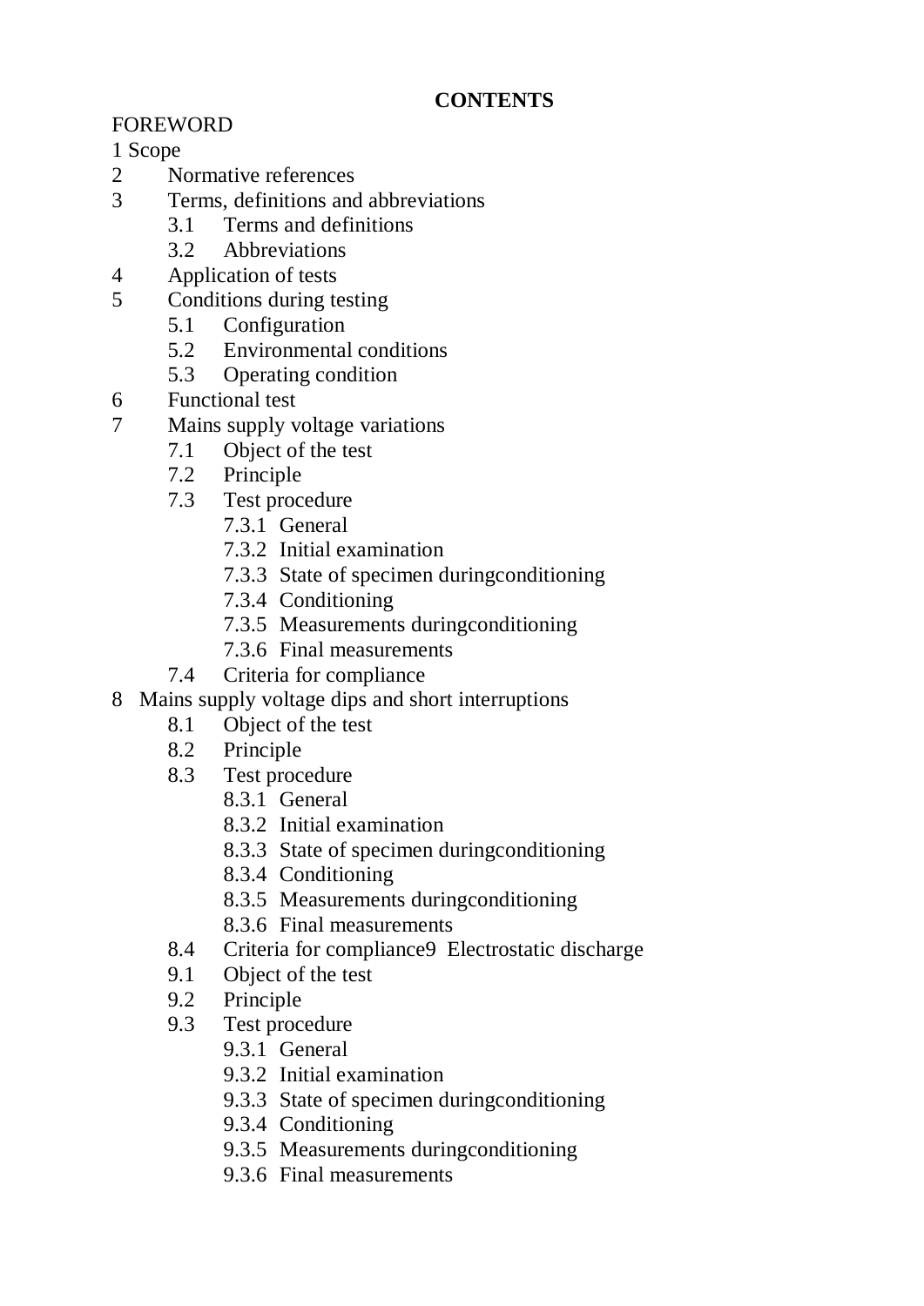**CONTENTS**

FOREWORD

1 Scope

2 Normative references

3 Terms, definitions and abbreviations
   - 3.1 Terms and definitions
   - 3.2 Abbreviations

4 Application of tests

5 Conditions during testing
   - 5.1 Configuration
   - 5.2 Environmental conditions
   - 5.3 Operating condition

6 Functional test

7 Mains supply voltage variations
   - 7.1 Object of the test
   - 7.2 Principle
   - 7.3 Test procedure
     - 7.3.1 General
     - 7.3.2 Initial examination
     - 7.3.3 State of specimen duringconditioning
     - 7.3.4 Conditioning
     - 7.3.5 Measurements duringconditioning
     - 7.3.6 Final measurements
   - 7.4 Criteria for compliance

8 Mains supply voltage dips and short interruptions
   - 8.1 Object of the test
   - 8.2 Principle
   - 8.3 Test procedure
     - 8.3.1 General
     - 8.3.2 Initial examination
     - 8.3.3 State of specimen duringconditioning
     - 8.3.4 Conditioning
     - 8.3.5 Measurements duringconditioning
     - 8.3.6 Final measurements
   - 8.4 Criteria for compliance9 Electrostatic discharge
   - 9.1 Object of the test
   - 9.2 Principle
   - 9.3 Test procedure
     - 9.3.1 General
     - 9.3.2 Initial examination
     - 9.3.3 State of specimen duringconditioning
     - 9.3.4 Conditioning
     - 9.3.5 Measurements duringconditioning
     - 9.3.6 Final measurements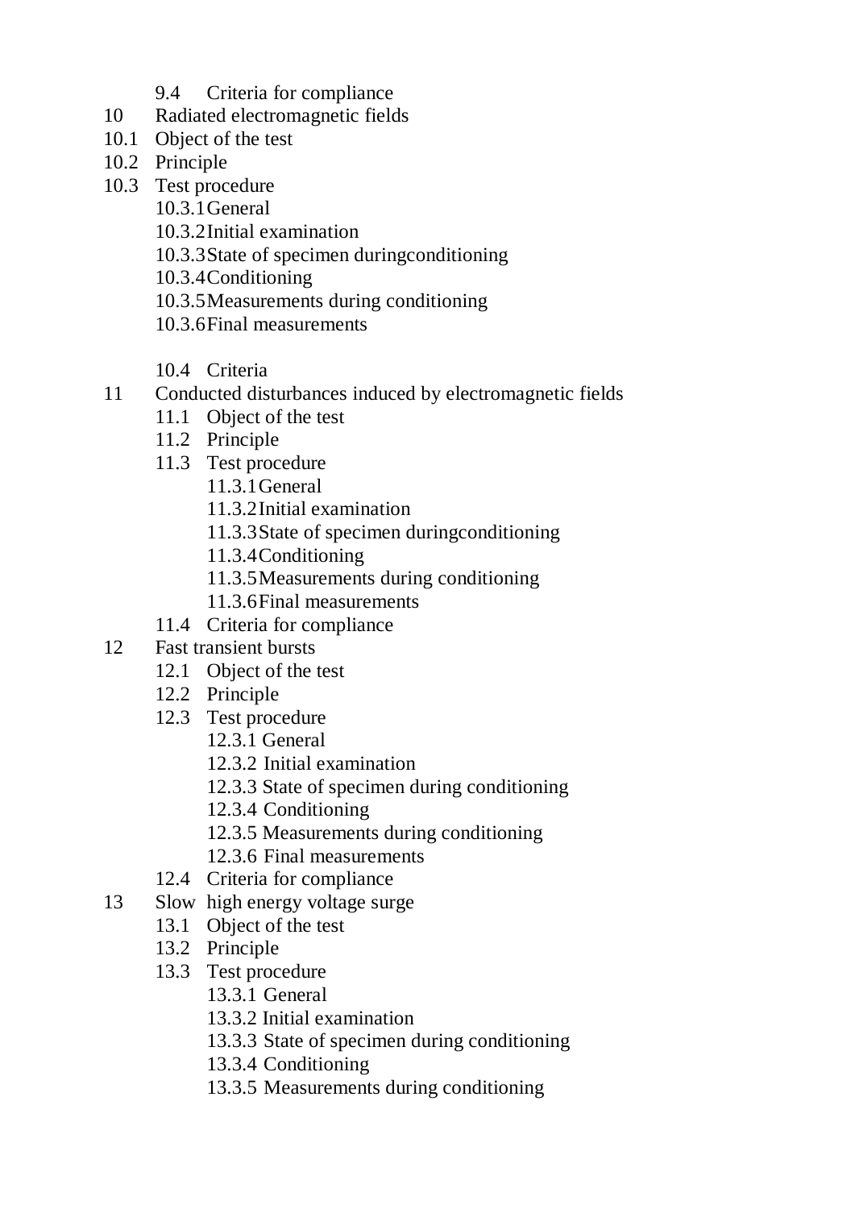- 9.4 Criteria for compliance

10 Radiated electromagnetic fields

10.1 Object of the test

10.2 Principle

10.3 Test procedure

- 10.3.1 General
- 10.3.2 Initial examination
- 10.3.3 State of specimen duringconditioning
- 10.3.4 Conditioning
- 10.3.5 Measurements during conditioning
- 10.3.6 Final measurements

- 10.4 Criteria

11 Conducted disturbances induced by electromagnetic fields

- 11.1 Object of the test
- 11.2 Principle
- 11.3 Test procedure
  - 11.3.1 General
  - 11.3.2 Initial examination
  - 11.3.3 State of specimen duringconditioning
  - 11.3.4 Conditioning
  - 11.3.5 Measurements during conditioning
  - 11.3.6 Final measurements
- 11.4 Criteria for compliance

12 Fast transient bursts

- 12.1 Object of the test
- 12.2 Principle
- 12.3 Test procedure
  - 12.3.1 General
  - 12.3.2 Initial examination
  - 12.3.3 State of specimen during conditioning
  - 12.3.4 Conditioning
  - 12.3.5 Measurements during conditioning
  - 12.3.6 Final measurements
- 12.4 Criteria for compliance

13 Slow high energy voltage surge

- 13.1 Object of the test
- 13.2 Principle
- 13.3 Test procedure
  - 13.3.1 General
  - 13.3.2 Initial examination
  - 13.3.3 State of specimen during conditioning
  - 13.3.4 Conditioning
  - 13.3.5 Measurements during conditioning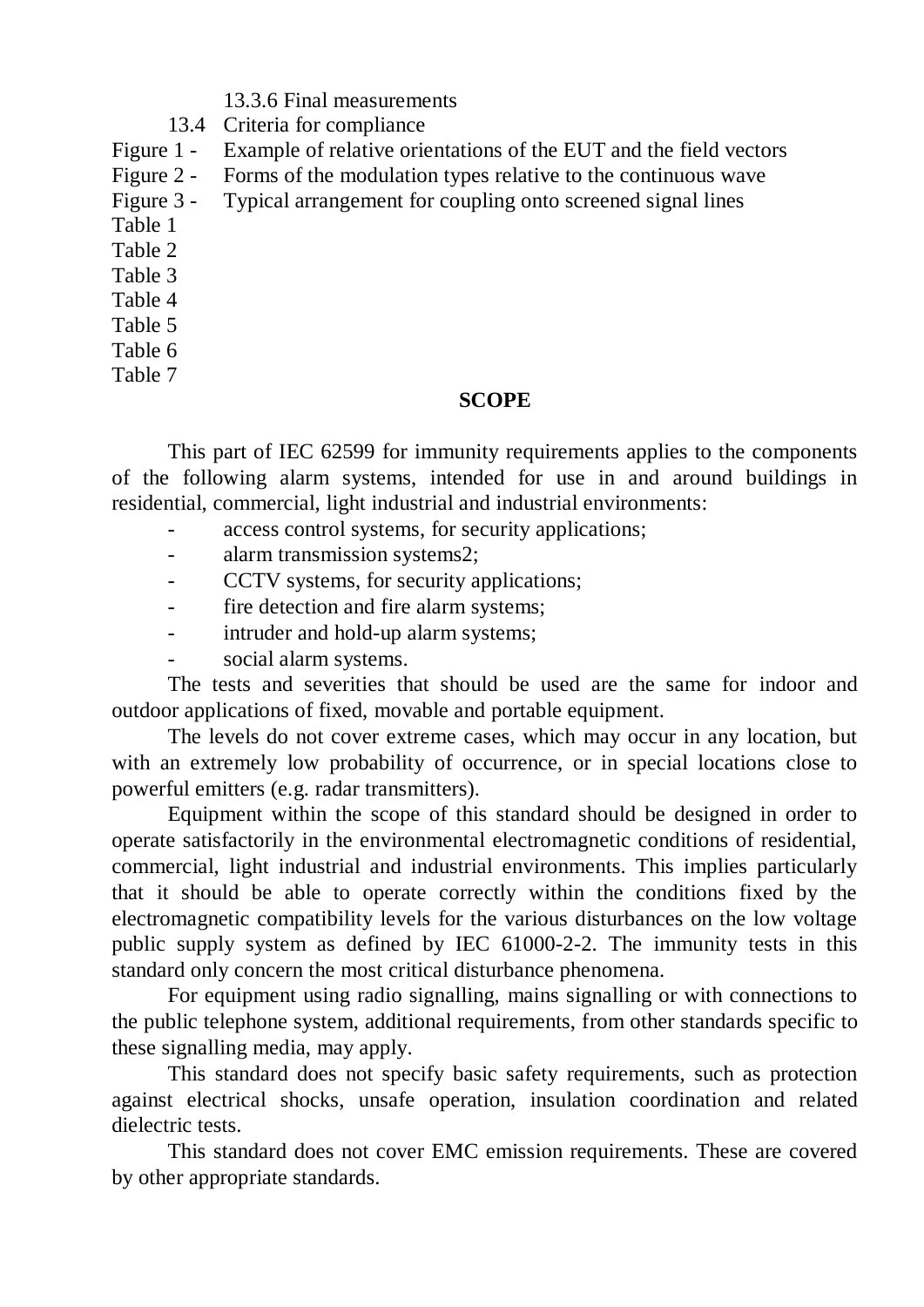13.3.6 Final measurements

13.4 Criteria for compliance

Figure 1 - Example of relative orientations of the EUT and the field vectors

Figure 2 - Forms of the modulation types relative to the continuous wave

Figure 3 - Typical arrangement for coupling onto screened signal lines

Table 1

Table 2

Table 3

Table 4

Table 5

Table 6

Table 7

## SCOPE

This part of IEC 62599 for immunity requirements applies to the components of the following alarm systems, intended for use in and around buildings in residential, commercial, light industrial and industrial environments:

- access control systems, for security applications;
- alarm transmission systems2;
- CCTV systems, for security applications;
- fire detection and fire alarm systems;
- intruder and hold-up alarm systems;
- social alarm systems.

The tests and severities that should be used are the same for indoor and outdoor applications of fixed, movable and portable equipment.

The levels do not cover extreme cases, which may occur in any location, but with an extremely low probability of occurrence, or in special locations close to powerful emitters (e.g. radar transmitters).

Equipment within the scope of this standard should be designed in order to operate satisfactorily in the environmental electromagnetic conditions of residential, commercial, light industrial and industrial environments. This implies particularly that it should be able to operate correctly within the conditions fixed by the electromagnetic compatibility levels for the various disturbances on the low voltage public supply system as defined by IEC 61000-2-2. The immunity tests in this standard only concern the most critical disturbance phenomena.

For equipment using radio signalling, mains signalling or with connections to the public telephone system, additional requirements, from other standards specific to these signalling media, may apply.

This standard does not specify basic safety requirements, such as protection against electrical shocks, unsafe operation, insulation coordination and related dielectric tests.

This standard does not cover EMC emission requirements. These are covered by other appropriate standards.